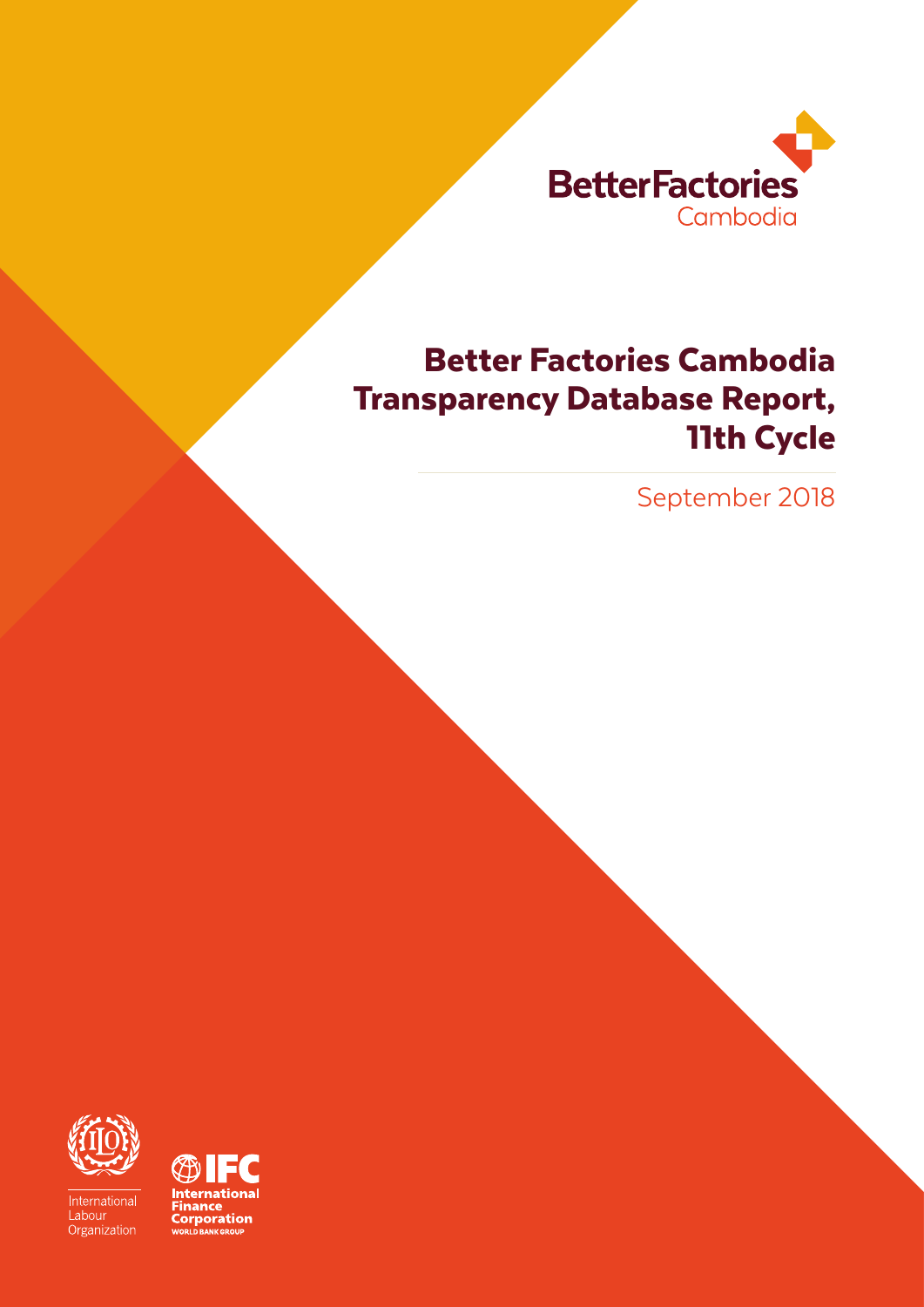BetterFactories Cambodia

# Better Factories Cambodia Transparency Database Report, 11th Cycle

September 2018

International Labour Organization

International Finance Corporation WORLD BANK GROUP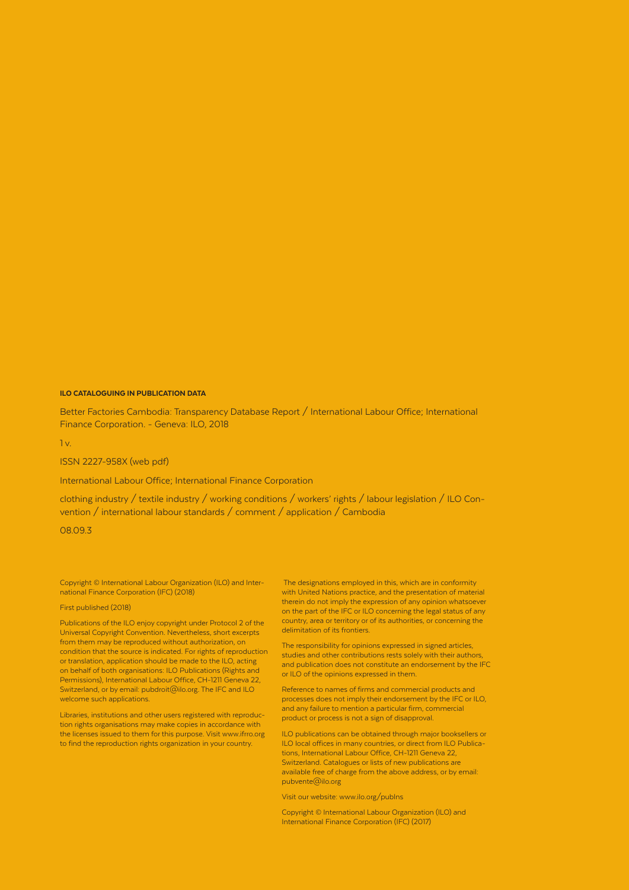**ILO CATALOGUING IN PUBLICATION DATA**

Better Factories Cambodia: Transparency Database Report / International Labour Office; International Finance Corporation. - Geneva: ILO, 2018

1 v.

ISSN 2227-958X (web pdf)

International Labour Office; International Finance Corporation

clothing industry / textile industry / working conditions / workers' rights / labour legislation / ILO Convention / international labour standards / comment / application / Cambodia

08.09.3

Copyright © International Labour Organization (ILO) and International Finance Corporation (IFC) (2018)

First published (2018)

Publications of the ILO enjoy copyright under Protocol 2 of the Universal Copyright Convention. Nevertheless, short excerpts from them may be reproduced without authorization, on condition that the source is indicated. For rights of reproduction or translation, application should be made to the ILO, acting on behalf of both organisations: ILO Publications (Rights and Permissions), International Labour Office, CH-1211 Geneva 22, Switzerland, or by email: pubdroit@ilo.org. The IFC and ILO welcome such applications.

Libraries, institutions and other users registered with reproduction rights organisations may make copies in accordance with the licenses issued to them for this purpose. Visit www.ifrro.org to find the reproduction rights organization in your country.

The designations employed in this, which are in conformity with United Nations practice, and the presentation of material therein do not imply the expression of any opinion whatsoever on the part of the IFC or ILO concerning the legal status of any country, area or territory or of its authorities, or concerning the delimitation of its frontiers.

The responsibility for opinions expressed in signed articles, studies and other contributions rests solely with their authors, and publication does not constitute an endorsement by the IFC or ILO of the opinions expressed in them.

Reference to names of firms and commercial products and processes does not imply their endorsement by the IFC or ILO, and any failure to mention a particular firm, commercial product or process is not a sign of disapproval.

ILO publications can be obtained through major booksellers or ILO local offices in many countries, or direct from ILO Publications, International Labour Office, CH-1211 Geneva 22, Switzerland. Catalogues or lists of new publications are available free of charge from the above address, or by email: pubvente@ilo.org

Visit our website: www.ilo.org/publns

Copyright © International Labour Organization (ILO) and International Finance Corporation (IFC) (2017)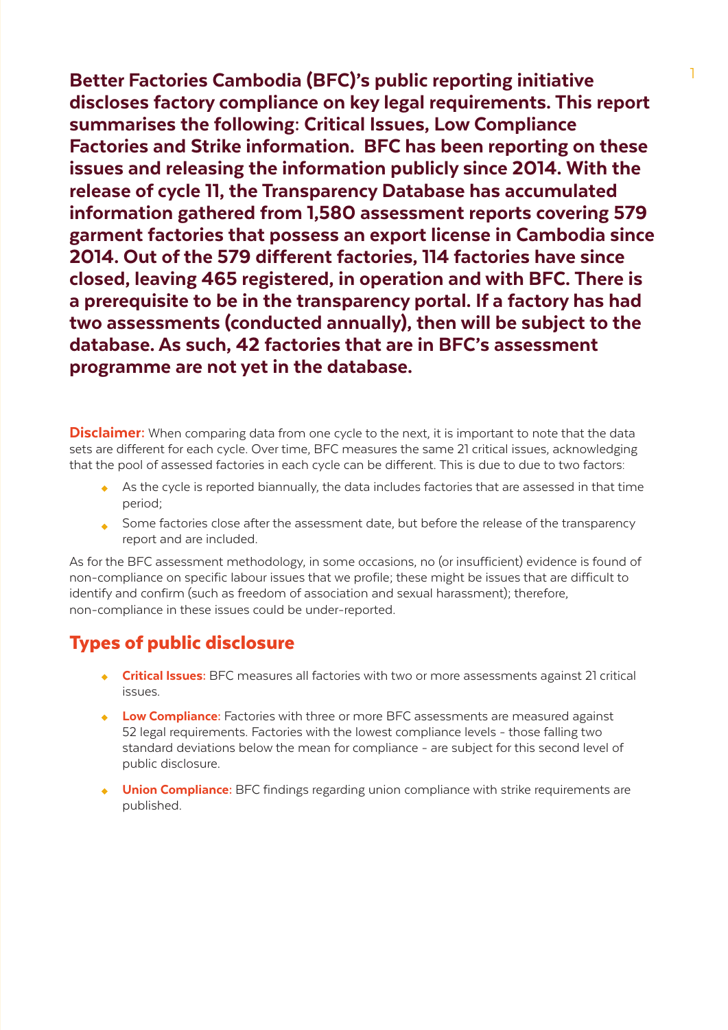**Better Factories Cambodia (BFC)'s public reporting initiative discloses factory compliance on key legal requirements. This report summarises the following: Critical Issues, Low Compliance Factories and Strike information. BFC has been reporting on these issues and releasing the information publicly since 2014. With the release of cycle 11, the Transparency Database has accumulated information gathered from 1,580 assessment reports covering 579 garment factories that possess an export license in Cambodia since 2014. Out of the 579 different factories, 114 factories have since closed, leaving 465 registered, in operation and with BFC. There is a prerequisite to be in the transparency portal. If a factory has had two assessments (conducted annually), then will be subject to the database. As such, 42 factories that are in BFC's assessment programme are not yet in the database.**

**Disclaimer:** When comparing data from one cycle to the next, it is important to note that the data sets are different for each cycle. Over time, BFC measures the same 21 critical issues, acknowledging that the pool of assessed factories in each cycle can be different. This is due to due to two factors:

- As the cycle is reported biannually, the data includes factories that are assessed in that time period;
- Some factories close after the assessment date, but before the release of the transparency report and are included.

As for the BFC assessment methodology, in some occasions, no (or insufficient) evidence is found of non-compliance on specific labour issues that we profile; these might be issues that are difficult to identify and confirm (such as freedom of association and sexual harassment); therefore, non-compliance in these issues could be under-reported.

## Types of public disclosure

- **Critical Issues:** BFC measures all factories with two or more assessments against 21 critical issues.
- **Low Compliance**: Factories with three or more BFC assessments are measured against 52 legal requirements. Factories with the lowest compliance levels - those falling two standard deviations below the mean for compliance - are subject for this second level of public disclosure.
- **Union Compliance:** BFC findings regarding union compliance with strike requirements are published.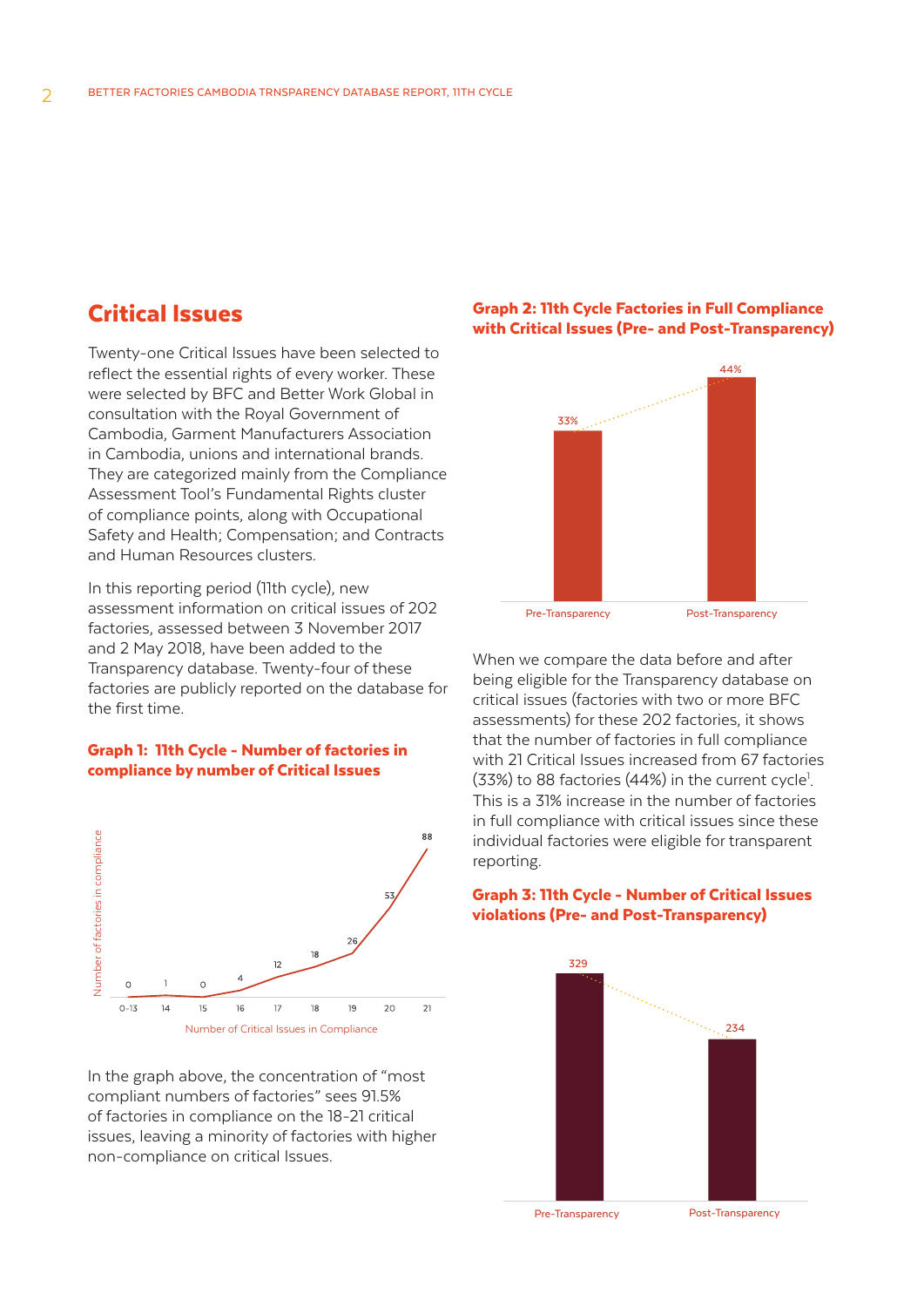## Critical Issues

Twenty-one Critical Issues have been selected to reflect the essential rights of every worker. These were selected by BFC and Better Work Global in consultation with the Royal Government of Cambodia, Garment Manufacturers Association in Cambodia, unions and international brands. They are categorized mainly from the Compliance Assessment Tool's Fundamental Rights cluster of compliance points, along with Occupational Safety and Health; Compensation; and Contracts and Human Resources clusters.

In this reporting period (11th cycle), new assessment information on critical issues of 202 factories, assessed between 3 November 2017 and 2 May 2018, have been added to the Transparency database. Twenty-four of these factories are publicly reported on the database for the first time.

**Graph 1: 11th Cycle - Number of factories in compliance by number of Critical Issues**

| Number of Critical Issues in Compliance | 0-13 | 14 | 15 | 16 | 17 | 18 | 19 | 20 | 21 |
|---|---|---|---|---|---|---|---|---|---|
| Number of factories in compliance | 0 | 1 | 0 | 4 | 12 | 18 | 26 | 53 | 88 |

In the graph above, the concentration of "most compliant numbers of factories" sees 91.5% of factories in compliance on the 18-21 critical issues, leaving a minority of factories with higher non-compliance on critical Issues.

**Graph 2: 11th Cycle Factories in Full Compliance with Critical Issues (Pre- and Post-Transparency)**

| Pre-Transparency | Post-Transparency |
|---|---|
| 33% | 44% |

When we compare the data before and after being eligible for the Transparency database on critical issues (factories with two or more BFC assessments) for these 202 factories, it shows that the number of factories in full compliance with 21 Critical Issues increased from 67 factories (33%) to 88 factories (44%) in the current cycle[1]. This is a 31% increase in the number of factories in full compliance with critical issues since these individual factories were eligible for transparent reporting.

**Graph 3: 11th Cycle - Number of Critical Issues violations (Pre- and Post-Transparency)**

| Pre-Transparency | Post-Transparency |
|---|---|
| 329 | 234 |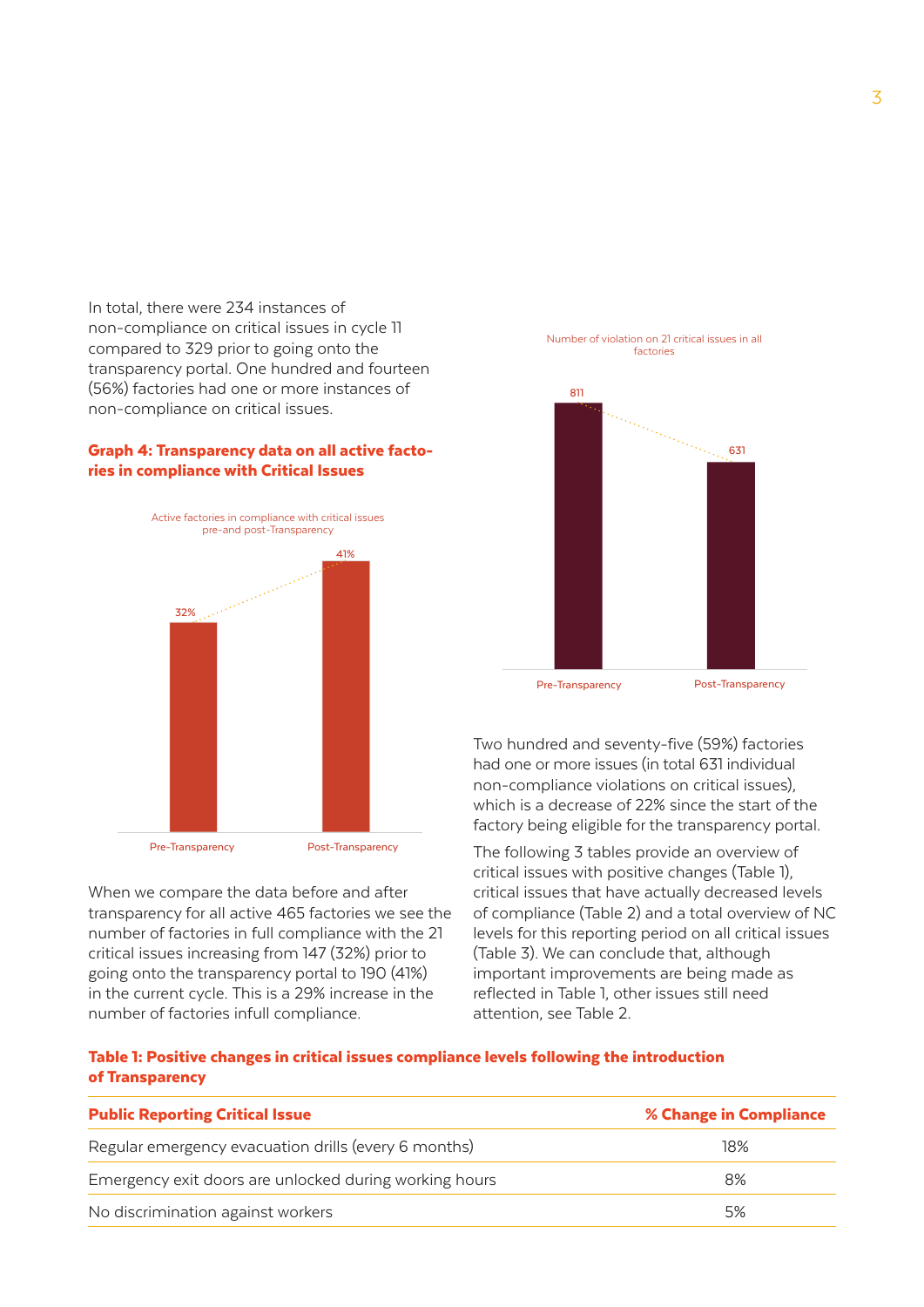In total, there were 234 instances of non-compliance on critical issues in cycle 11 compared to 329 prior to going onto the transparency portal. One hundred and fourteen (56%) factories had one or more instances of non-compliance on critical issues.

**Graph 4: Transparency data on all active factories in compliance with Critical Issues**

Active factories in compliance with critical issues pre-and post-Transparency

| | Pre-Transparency | Post-Transparency |
|---|---|---|
| Active factories in compliance | 32% | 41% |

When we compare the data before and after transparency for all active 465 factories we see the number of factories in full compliance with the 21 critical issues increasing from 147 (32%) prior to going onto the transparency portal to 190 (41%) in the current cycle. This is a 29% increase in the number of factories infull compliance.

Number of violation on 21 critical issues in all factories

| | Pre-Transparency | Post-Transparency |
|---|---|---|
| Number of violations | 811 | 631 |

Two hundred and seventy-five (59%) factories had one or more issues (in total 631 individual non-compliance violations on critical issues), which is a decrease of 22% since the start of the factory being eligible for the transparency portal.

The following 3 tables provide an overview of critical issues with positive changes (Table 1), critical issues that have actually decreased levels of compliance (Table 2) and a total overview of NC levels for this reporting period on all critical issues (Table 3). We can conclude that, although important improvements are being made as reflected in Table 1, other issues still need attention, see Table 2.

**Table 1: Positive changes in critical issues compliance levels following the introduction of Transparency**

| Public Reporting Critical Issue | % Change in Compliance |
|---|---|
| Regular emergency evacuation drills (every 6 months) | 18% |
| Emergency exit doors are unlocked during working hours | 8% |
| No discrimination against workers | 5% |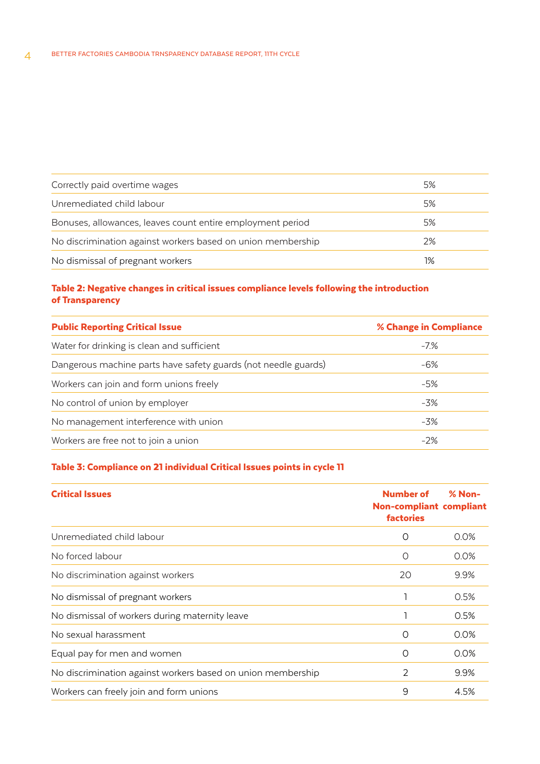| | |
|---|---|
| Correctly paid overtime wages | 5% |
| Unremediated child labour | 5% |
| Bonuses, allowances, leaves count entire employment period | 5% |
| No discrimination against workers based on union membership | 2% |
| No dismissal of pregnant workers | 1% |

**Table 2: Negative changes in critical issues compliance levels following the introduction of Transparency**

| Public Reporting Critical Issue | % Change in Compliance |
|---|---|
| Water for drinking is clean and sufficient | -7.% |
| Dangerous machine parts have safety guards (not needle guards) | -6% |
| Workers can join and form unions freely | -5% |
| No control of union by employer | -3% |
| No management interference with union | -3% |
| Workers are free not to join a union | -2% |

**Table 3: Compliance on 21 individual Critical Issues points in cycle 11**

| Critical Issues | Number of Non-compliant factories | % Non-compliant |
|---|---|---|
| Unremediated child labour | 0 | 0.0% |
| No forced labour | 0 | 0.0% |
| No discrimination against workers | 20 | 9.9% |
| No dismissal of pregnant workers | 1 | 0.5% |
| No dismissal of workers during maternity leave | 1 | 0.5% |
| No sexual harassment | 0 | 0.0% |
| Equal pay for men and women | 0 | 0.0% |
| No discrimination against workers based on union membership | 2 | 9.9% |
| Workers can freely join and form unions | 9 | 4.5% |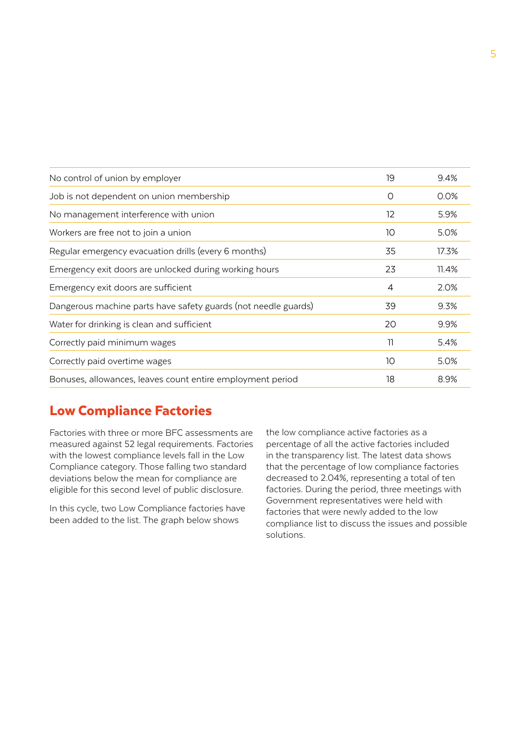| | | |
|---|---|---|
| No control of union by employer | 19 | 9.4% |
| Job is not dependent on union membership | 0 | 0.0% |
| No management interference with union | 12 | 5.9% |
| Workers are free not to join a union | 10 | 5.0% |
| Regular emergency evacuation drills (every 6 months) | 35 | 17.3% |
| Emergency exit doors are unlocked during working hours | 23 | 11.4% |
| Emergency exit doors are sufficient | 4 | 2.0% |
| Dangerous machine parts have safety guards (not needle guards) | 39 | 9.3% |
| Water for drinking is clean and sufficient | 20 | 9.9% |
| Correctly paid minimum wages | 11 | 5.4% |
| Correctly paid overtime wages | 10 | 5.0% |
| Bonuses, allowances, leaves count entire employment period | 18 | 8.9% |

## Low Compliance Factories

Factories with three or more BFC assessments are measured against 52 legal requirements. Factories with the lowest compliance levels fall in the Low Compliance category. Those falling two standard deviations below the mean for compliance are eligible for this second level of public disclosure.

In this cycle, two Low Compliance factories have been added to the list. The graph below shows the low compliance active factories as a percentage of all the active factories included in the transparency list. The latest data shows that the percentage of low compliance factories decreased to 2.04%, representing a total of ten factories. During the period, three meetings with Government representatives were held with factories that were newly added to the low compliance list to discuss the issues and possible solutions.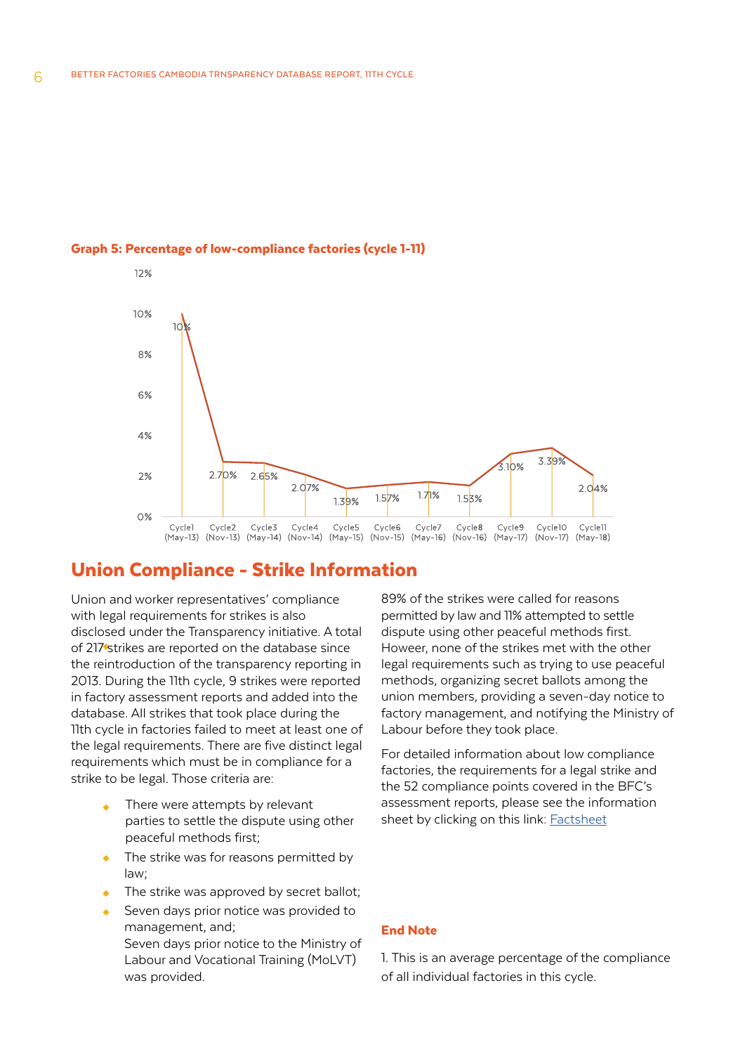**Graph 5: Percentage of low-compliance factories (cycle 1-11)**

| Cycle | Percentage |
|---|---|
| Cycle1 (May-13) | 10% |
| Cycle2 (Nov-13) | 2.70% |
| Cycle3 (May-14) | 2.65% |
| Cycle4 (Nov-14) | 2.07% |
| Cycle5 (May-15) | 1.39% |
| Cycle6 (Nov-15) | 1.57% |
| Cycle7 (May-16) | 1.71% |
| Cycle8 (Nov-16) | 1.53% |
| Cycle9 (May-17) | 3.10% |
| Cycle10 (Nov-17) | 3.39% |
| Cycle11 (May-18) | 2.04% |

## Union Compliance - Strike Information

Union and worker representatives' compliance with legal requirements for strikes is also disclosed under the Transparency initiative. A total of 217 strikes are reported on the database since the reintroduction of the transparency reporting in 2013. During the 11th cycle, 9 strikes were reported in factory assessment reports and added into the database. All strikes that took place during the 11th cycle in factories failed to meet at least one of the legal requirements. There are five distinct legal requirements which must be in compliance for a strike to be legal. Those criteria are:

- There were attempts by relevant parties to settle the dispute using other peaceful methods first;
- The strike was for reasons permitted by law;
- The strike was approved by secret ballot;
- Seven days prior notice was provided to management, and;
  Seven days prior notice to the Ministry of Labour and Vocational Training (MoLVT) was provided.

89% of the strikes were called for reasons permitted by law and 11% attempted to settle dispute using other peaceful methods first. However, none of the strikes met with the other legal requirements such as trying to use peaceful methods, organizing secret ballots among the union members, providing a seven-day notice to factory management, and notifying the Ministry of Labour before they took place.

For detailed information about low compliance factories, the requirements for a legal strike and the 52 compliance points covered in the BFC's assessment reports, please see the information sheet by clicking on this link: Factsheet

**End Note**

1. This is an average percentage of the compliance of all individual factories in this cycle.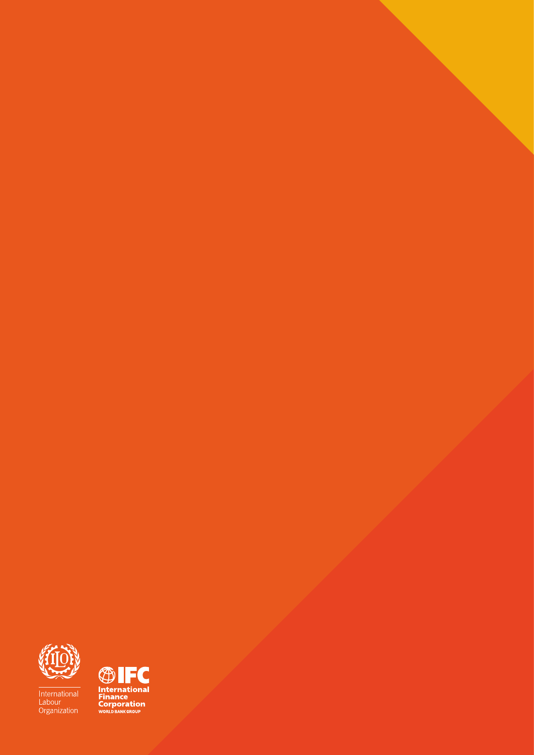International
Labour
Organization

IFC
International
Finance
Corporation
WORLD BANK GROUP